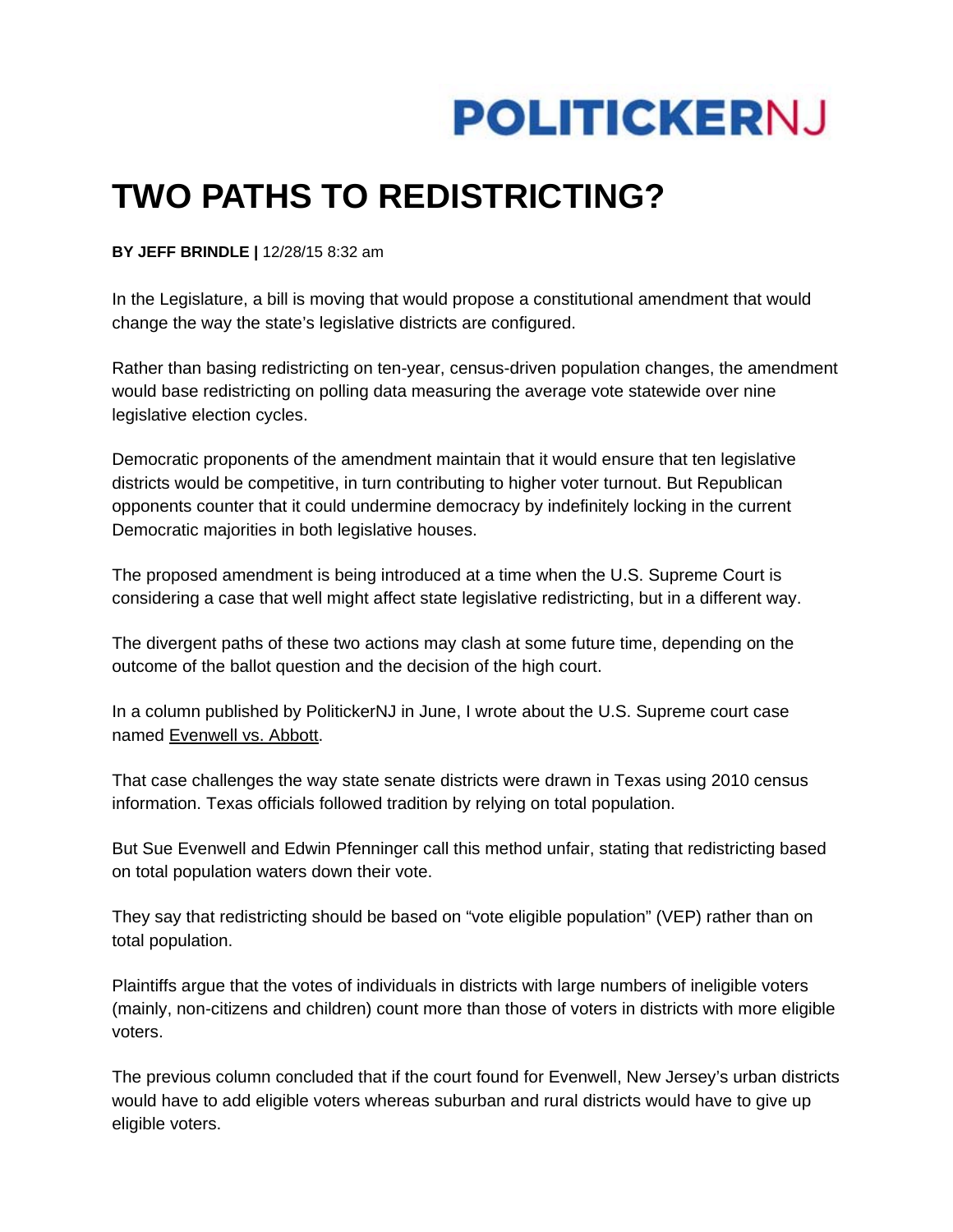POLITICKERNJ

# TWO PATHS TO REDISTRICTING?

**BY JEFF BRINDLE |** 12/28/15 8:32 am

In the Legislature, a bill is moving that would propose a constitutional amendment that would change the way the state's legislative districts are configured.

Rather than basing redistricting on ten-year, census-driven population changes, the amendment would base redistricting on polling data measuring the average vote statewide over nine legislative election cycles.

Democratic proponents of the amendment maintain that it would ensure that ten legislative districts would be competitive, in turn contributing to higher voter turnout. But Republican opponents counter that it could undermine democracy by indefinitely locking in the current Democratic majorities in both legislative houses.

The proposed amendment is being introduced at a time when the U.S. Supreme Court is considering a case that well might affect state legislative redistricting, but in a different way.

The divergent paths of these two actions may clash at some future time, depending on the outcome of the ballot question and the decision of the high court.

In a column published by PolitickerNJ in June, I wrote about the U.S. Supreme court case named Evenwell vs. Abbott.

That case challenges the way state senate districts were drawn in Texas using 2010 census information. Texas officials followed tradition by relying on total population.

But Sue Evenwell and Edwin Pfenninger call this method unfair, stating that redistricting based on total population waters down their vote.

They say that redistricting should be based on "vote eligible population" (VEP) rather than on total population.

Plaintiffs argue that the votes of individuals in districts with large numbers of ineligible voters (mainly, non-citizens and children) count more than those of voters in districts with more eligible voters.

The previous column concluded that if the court found for Evenwell, New Jersey's urban districts would have to add eligible voters whereas suburban and rural districts would have to give up eligible voters.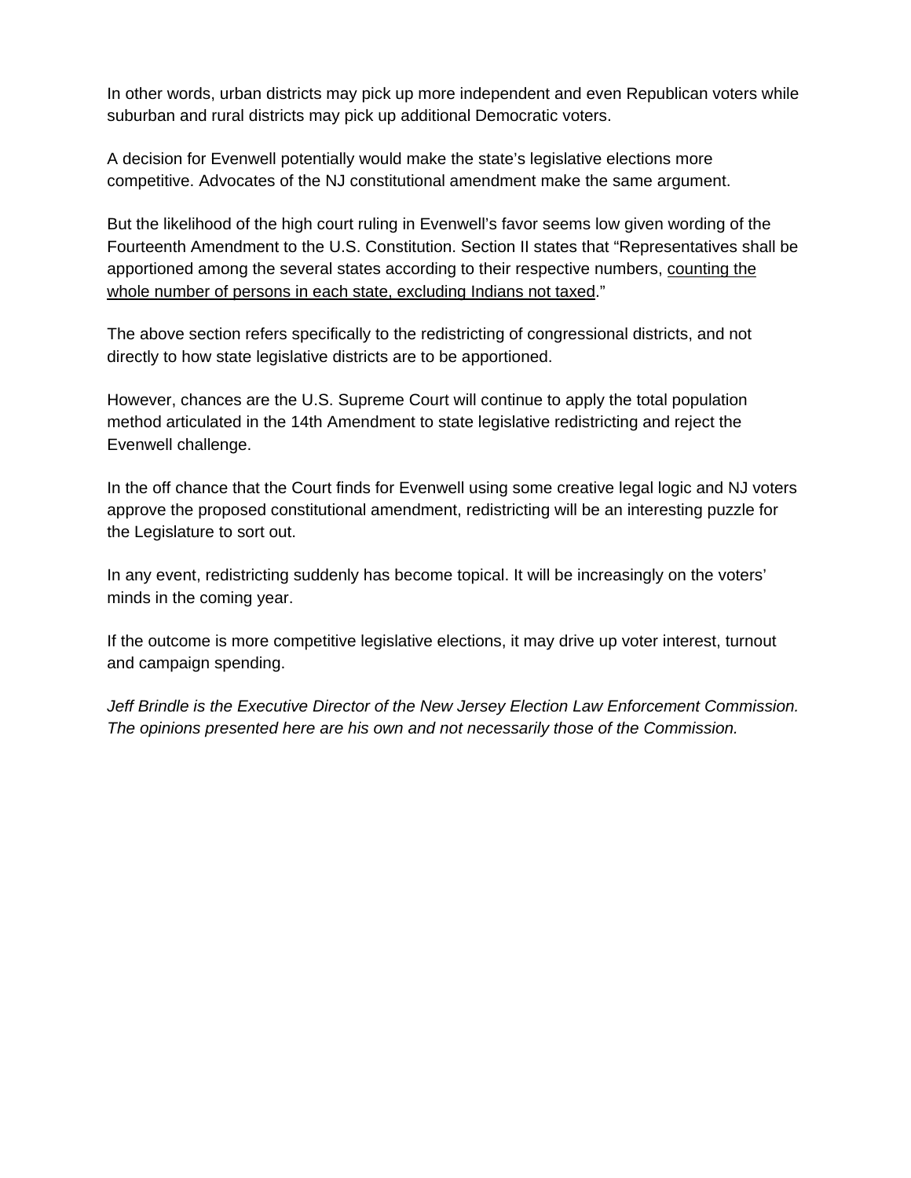In other words, urban districts may pick up more independent and even Republican voters while suburban and rural districts may pick up additional Democratic voters.

A decision for Evenwell potentially would make the state's legislative elections more competitive. Advocates of the NJ constitutional amendment make the same argument.

But the likelihood of the high court ruling in Evenwell's favor seems low given wording of the Fourteenth Amendment to the U.S. Constitution. Section II states that "Representatives shall be apportioned among the several states according to their respective numbers, <u>counting the whole number of persons in each state, excluding Indians not taxed</u>."

The above section refers specifically to the redistricting of congressional districts, and not directly to how state legislative districts are to be apportioned.

However, chances are the U.S. Supreme Court will continue to apply the total population method articulated in the 14th Amendment to state legislative redistricting and reject the Evenwell challenge.

In the off chance that the Court finds for Evenwell using some creative legal logic and NJ voters approve the proposed constitutional amendment, redistricting will be an interesting puzzle for the Legislature to sort out.

In any event, redistricting suddenly has become topical. It will be increasingly on the voters' minds in the coming year.

If the outcome is more competitive legislative elections, it may drive up voter interest, turnout and campaign spending.

*Jeff Brindle is the Executive Director of the New Jersey Election Law Enforcement Commission. The opinions presented here are his own and not necessarily those of the Commission.*